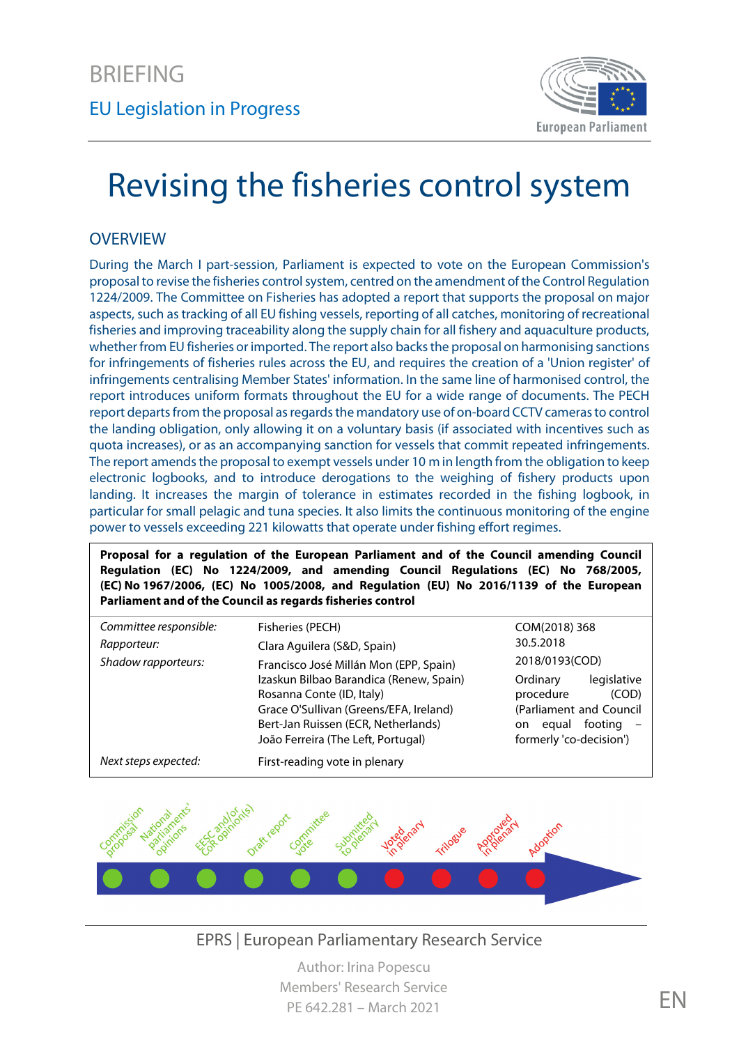BRIEFING

EU Legislation in Progress

# Revising the fisheries control system

## OVERVIEW

During the March I part-session, Parliament is expected to vote on the European Commission's proposal to revise the fisheries control system, centred on the amendment of the Control Regulation 1224/2009. The Committee on Fisheries has adopted a report that supports the proposal on major aspects, such as tracking of all EU fishing vessels, reporting of all catches, monitoring of recreational fisheries and improving traceability along the supply chain for all fishery and aquaculture products, whether from EU fisheries or imported. The report also backs the proposal on harmonising sanctions for infringements of fisheries rules across the EU, and requires the creation of a 'Union register' of infringements centralising Member States' information. In the same line of harmonised control, the report introduces uniform formats throughout the EU for a wide range of documents. The PECH report departs from the proposal as regards the mandatory use of on-board CCTV cameras to control the landing obligation, only allowing it on a voluntary basis (if associated with incentives such as quota increases), or as an accompanying sanction for vessels that commit repeated infringements. The report amends the proposal to exempt vessels under 10 m in length from the obligation to keep electronic logbooks, and to introduce derogations to the weighing of fishery products upon landing. It increases the margin of tolerance in estimates recorded in the fishing logbook, in particular for small pelagic and tuna species. It also limits the continuous monitoring of the engine power to vessels exceeding 221 kilowatts that operate under fishing effort regimes.

**Proposal for a regulation of the European Parliament and of the Council amending Council Regulation (EC) No 1224/2009, and amending Council Regulations (EC) No 768/2005, (EC) No 1967/2006, (EC) No 1005/2008, and Regulation (EU) No 2016/1139 of the European Parliament and of the Council as regards fisheries control**

| | | |
|---|---|---|
| *Committee responsible:* | Fisheries (PECH) | COM(2018) 368 30.5.2018 |
| *Rapporteur:* | Clara Aguilera (S&D, Spain) | |
| *Shadow rapporteurs:* | Francisco José Millán Mon (EPP, Spain)<br>Izaskun Bilbao Barandica (Renew, Spain)<br>Rosanna Conte (ID, Italy)<br>Grace O'Sullivan (Greens/EFA, Ireland)<br>Bert-Jan Ruissen (ECR, Netherlands)<br>João Ferreira (The Left, Portugal) | 2018/0193(COD)<br>Ordinary legislative procedure (COD) (Parliament and Council on equal footing – formerly 'co-decision') |
| *Next steps expected:* | First-reading vote in plenary | |

Commission proposal – National parliaments' opinions – EESC and/or CoR opinion(s) – Draft report – Committee vote – Submitted to plenary – Voted in plenary – Trilogue – Approved in plenary – Adoption

EPRS | European Parliamentary Research Service

Author: Irina Popescu
Members' Research Service
PE 642.281 – March 2021

EN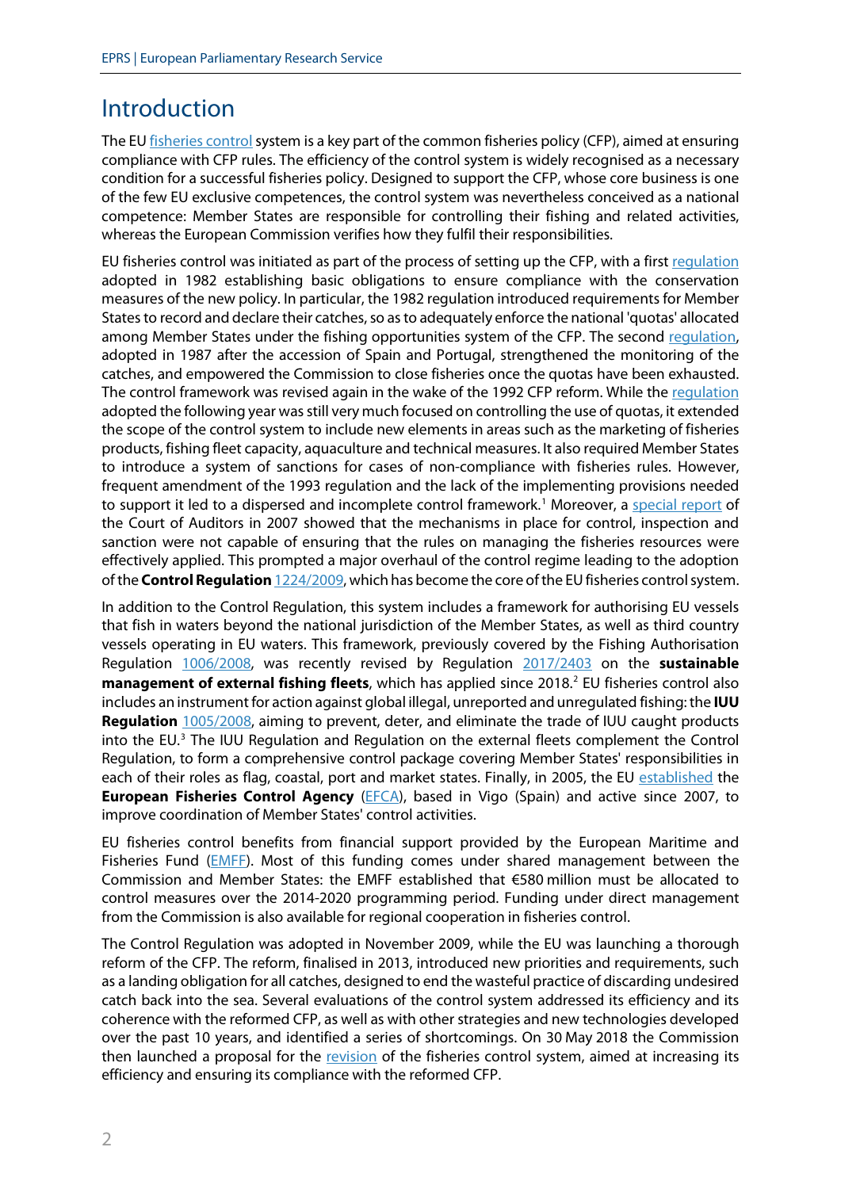# Introduction

The EU fisheries control system is a key part of the common fisheries policy (CFP), aimed at ensuring compliance with CFP rules. The efficiency of the control system is widely recognised as a necessary condition for a successful fisheries policy. Designed to support the CFP, whose core business is one of the few EU exclusive competences, the control system was nevertheless conceived as a national competence: Member States are responsible for controlling their fishing and related activities, whereas the European Commission verifies how they fulfil their responsibilities.

EU fisheries control was initiated as part of the process of setting up the CFP, with a first regulation adopted in 1982 establishing basic obligations to ensure compliance with the conservation measures of the new policy. In particular, the 1982 regulation introduced requirements for Member States to record and declare their catches, so as to adequately enforce the national 'quotas' allocated among Member States under the fishing opportunities system of the CFP. The second regulation, adopted in 1987 after the accession of Spain and Portugal, strengthened the monitoring of the catches, and empowered the Commission to close fisheries once the quotas have been exhausted. The control framework was revised again in the wake of the 1992 CFP reform. While the regulation adopted the following year was still very much focused on controlling the use of quotas, it extended the scope of the control system to include new elements in areas such as the marketing of fisheries products, fishing fleet capacity, aquaculture and technical measures. It also required Member States to introduce a system of sanctions for cases of non-compliance with fisheries rules. However, frequent amendment of the 1993 regulation and the lack of the implementing provisions needed to support it led to a dispersed and incomplete control framework.[1] Moreover, a special report of the Court of Auditors in 2007 showed that the mechanisms in place for control, inspection and sanction were not capable of ensuring that the rules on managing the fisheries resources were effectively applied. This prompted a major overhaul of the control regime leading to the adoption of the **Control Regulation** 1224/2009, which has become the core of the EU fisheries control system.

In addition to the Control Regulation, this system includes a framework for authorising EU vessels that fish in waters beyond the national jurisdiction of the Member States, as well as third country vessels operating in EU waters. This framework, previously covered by the Fishing Authorisation Regulation 1006/2008, was recently revised by Regulation 2017/2403 on the **sustainable management of external fishing fleets**, which has applied since 2018.[2] EU fisheries control also includes an instrument for action against global illegal, unreported and unregulated fishing: the **IUU Regulation** 1005/2008, aiming to prevent, deter, and eliminate the trade of IUU caught products into the EU.[3] The IUU Regulation and Regulation on the external fleets complement the Control Regulation, to form a comprehensive control package covering Member States' responsibilities in each of their roles as flag, coastal, port and market states. Finally, in 2005, the EU established the **European Fisheries Control Agency** (EFCA), based in Vigo (Spain) and active since 2007, to improve coordination of Member States' control activities.

EU fisheries control benefits from financial support provided by the European Maritime and Fisheries Fund (EMFF). Most of this funding comes under shared management between the Commission and Member States: the EMFF established that €580 million must be allocated to control measures over the 2014-2020 programming period. Funding under direct management from the Commission is also available for regional cooperation in fisheries control.

The Control Regulation was adopted in November 2009, while the EU was launching a thorough reform of the CFP. The reform, finalised in 2013, introduced new priorities and requirements, such as a landing obligation for all catches, designed to end the wasteful practice of discarding undesired catch back into the sea. Several evaluations of the control system addressed its efficiency and its coherence with the reformed CFP, as well as with other strategies and new technologies developed over the past 10 years, and identified a series of shortcomings. On 30 May 2018 the Commission then launched a proposal for the revision of the fisheries control system, aimed at increasing its efficiency and ensuring its compliance with the reformed CFP.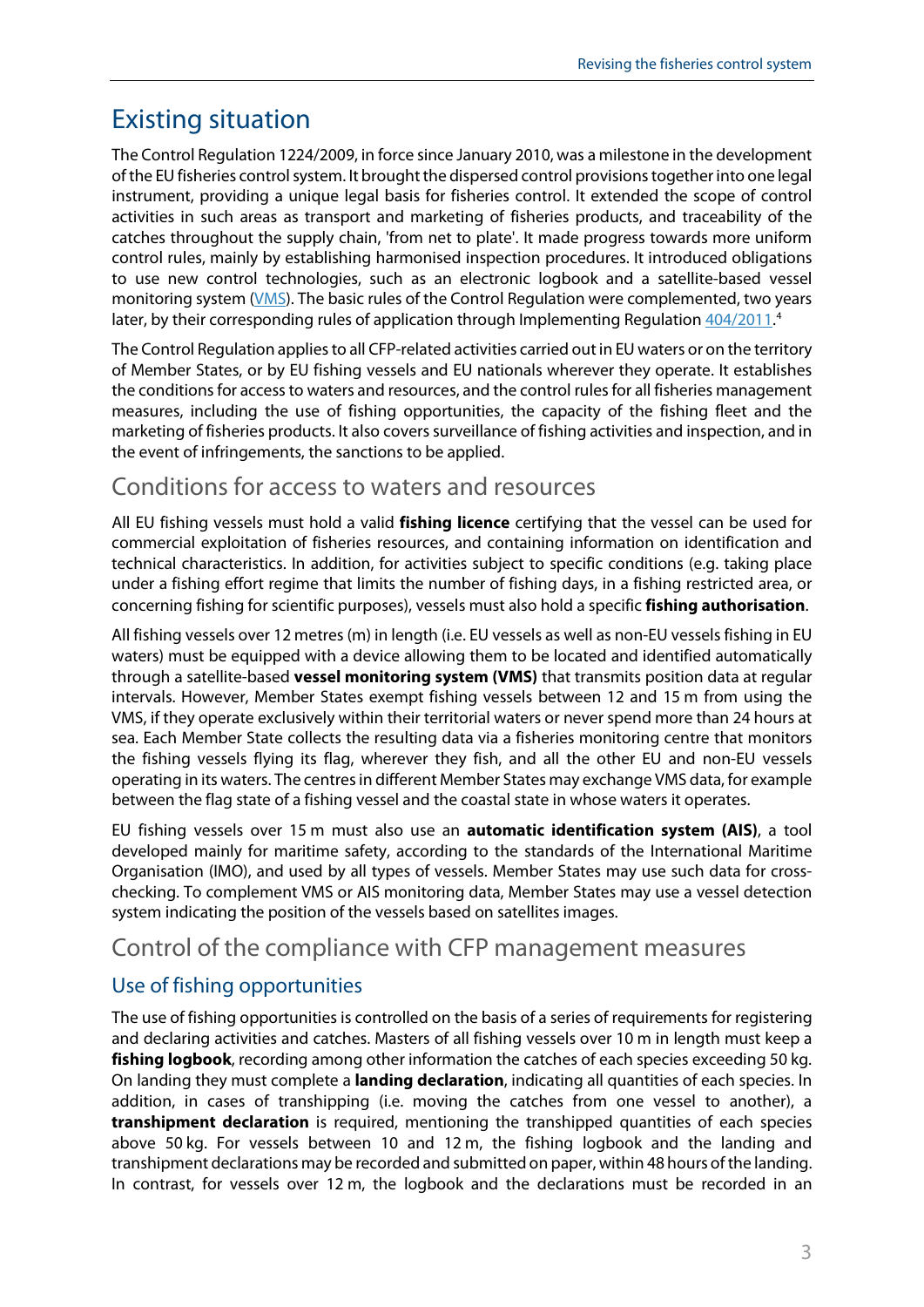# Existing situation

The Control Regulation 1224/2009, in force since January 2010, was a milestone in the development of the EU fisheries control system. It brought the dispersed control provisions together into one legal instrument, providing a unique legal basis for fisheries control. It extended the scope of control activities in such areas as transport and marketing of fisheries products, and traceability of the catches throughout the supply chain, 'from net to plate'. It made progress towards more uniform control rules, mainly by establishing harmonised inspection procedures. It introduced obligations to use new control technologies, such as an electronic logbook and a satellite-based vessel monitoring system (VMS). The basic rules of the Control Regulation were complemented, two years later, by their corresponding rules of application through Implementing Regulation 404/2011.[4]

The Control Regulation applies to all CFP-related activities carried out in EU waters or on the territory of Member States, or by EU fishing vessels and EU nationals wherever they operate. It establishes the conditions for access to waters and resources, and the control rules for all fisheries management measures, including the use of fishing opportunities, the capacity of the fishing fleet and the marketing of fisheries products. It also covers surveillance of fishing activities and inspection, and in the event of infringements, the sanctions to be applied.

## Conditions for access to waters and resources

All EU fishing vessels must hold a valid **fishing licence** certifying that the vessel can be used for commercial exploitation of fisheries resources, and containing information on identification and technical characteristics. In addition, for activities subject to specific conditions (e.g. taking place under a fishing effort regime that limits the number of fishing days, in a fishing restricted area, or concerning fishing for scientific purposes), vessels must also hold a specific **fishing authorisation**.

All fishing vessels over 12 metres (m) in length (i.e. EU vessels as well as non-EU vessels fishing in EU waters) must be equipped with a device allowing them to be located and identified automatically through a satellite-based **vessel monitoring system (VMS)** that transmits position data at regular intervals. However, Member States exempt fishing vessels between 12 and 15 m from using the VMS, if they operate exclusively within their territorial waters or never spend more than 24 hours at sea. Each Member State collects the resulting data via a fisheries monitoring centre that monitors the fishing vessels flying its flag, wherever they fish, and all the other EU and non-EU vessels operating in its waters. The centres in different Member States may exchange VMS data, for example between the flag state of a fishing vessel and the coastal state in whose waters it operates.

EU fishing vessels over 15 m must also use an **automatic identification system (AIS)**, a tool developed mainly for maritime safety, according to the standards of the International Maritime Organisation (IMO), and used by all types of vessels. Member States may use such data for cross-checking. To complement VMS or AIS monitoring data, Member States may use a vessel detection system indicating the position of the vessels based on satellites images.

## Control of the compliance with CFP management measures

### Use of fishing opportunities

The use of fishing opportunities is controlled on the basis of a series of requirements for registering and declaring activities and catches. Masters of all fishing vessels over 10 m in length must keep a **fishing logbook**, recording among other information the catches of each species exceeding 50 kg. On landing they must complete a **landing declaration**, indicating all quantities of each species. In addition, in cases of transhipping (i.e. moving the catches from one vessel to another), a **transhipment declaration** is required, mentioning the transhipped quantities of each species above 50 kg. For vessels between 10 and 12 m, the fishing logbook and the landing and transhipment declarations may be recorded and submitted on paper, within 48 hours of the landing. In contrast, for vessels over 12 m, the logbook and the declarations must be recorded in an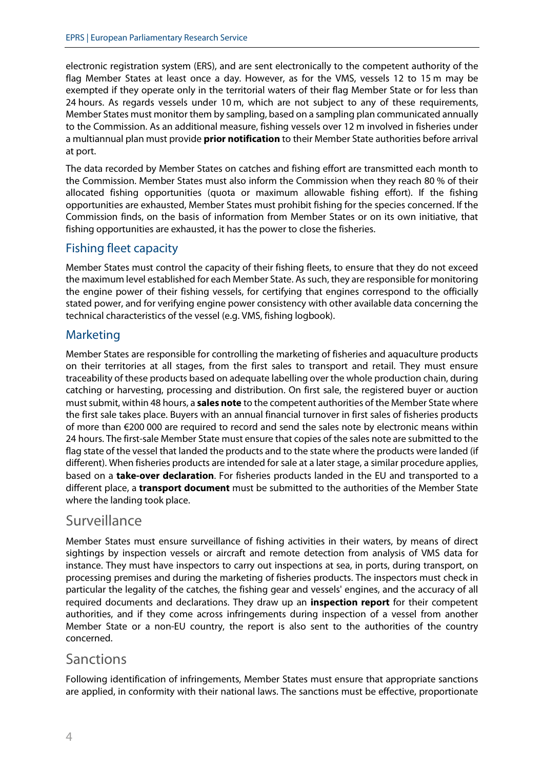electronic registration system (ERS), and are sent electronically to the competent authority of the flag Member States at least once a day. However, as for the VMS, vessels 12 to 15 m may be exempted if they operate only in the territorial waters of their flag Member State or for less than 24 hours. As regards vessels under 10 m, which are not subject to any of these requirements, Member States must monitor them by sampling, based on a sampling plan communicated annually to the Commission. As an additional measure, fishing vessels over 12 m involved in fisheries under a multiannual plan must provide **prior notification** to their Member State authorities before arrival at port.

The data recorded by Member States on catches and fishing effort are transmitted each month to the Commission. Member States must also inform the Commission when they reach 80 % of their allocated fishing opportunities (quota or maximum allowable fishing effort). If the fishing opportunities are exhausted, Member States must prohibit fishing for the species concerned. If the Commission finds, on the basis of information from Member States or on its own initiative, that fishing opportunities are exhausted, it has the power to close the fisheries.

### Fishing fleet capacity

Member States must control the capacity of their fishing fleets, to ensure that they do not exceed the maximum level established for each Member State. As such, they are responsible for monitoring the engine power of their fishing vessels, for certifying that engines correspond to the officially stated power, and for verifying engine power consistency with other available data concerning the technical characteristics of the vessel (e.g. VMS, fishing logbook).

### Marketing

Member States are responsible for controlling the marketing of fisheries and aquaculture products on their territories at all stages, from the first sales to transport and retail. They must ensure traceability of these products based on adequate labelling over the whole production chain, during catching or harvesting, processing and distribution. On first sale, the registered buyer or auction must submit, within 48 hours, a **sales note** to the competent authorities of the Member State where the first sale takes place. Buyers with an annual financial turnover in first sales of fisheries products of more than €200 000 are required to record and send the sales note by electronic means within 24 hours. The first-sale Member State must ensure that copies of the sales note are submitted to the flag state of the vessel that landed the products and to the state where the products were landed (if different). When fisheries products are intended for sale at a later stage, a similar procedure applies, based on a **take-over declaration**. For fisheries products landed in the EU and transported to a different place, a **transport document** must be submitted to the authorities of the Member State where the landing took place.

## Surveillance

Member States must ensure surveillance of fishing activities in their waters, by means of direct sightings by inspection vessels or aircraft and remote detection from analysis of VMS data for instance. They must have inspectors to carry out inspections at sea, in ports, during transport, on processing premises and during the marketing of fisheries products. The inspectors must check in particular the legality of the catches, the fishing gear and vessels' engines, and the accuracy of all required documents and declarations. They draw up an **inspection report** for their competent authorities, and if they come across infringements during inspection of a vessel from another Member State or a non-EU country, the report is also sent to the authorities of the country concerned.

## Sanctions

Following identification of infringements, Member States must ensure that appropriate sanctions are applied, in conformity with their national laws. The sanctions must be effective, proportionate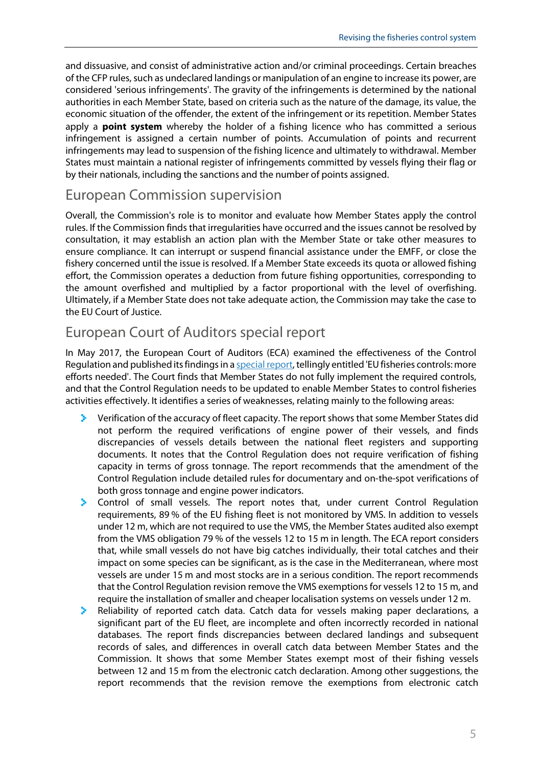and dissuasive, and consist of administrative action and/or criminal proceedings. Certain breaches of the CFP rules, such as undeclared landings or manipulation of an engine to increase its power, are considered 'serious infringements'. The gravity of the infringements is determined by the national authorities in each Member State, based on criteria such as the nature of the damage, its value, the economic situation of the offender, the extent of the infringement or its repetition. Member States apply a **point system** whereby the holder of a fishing licence who has committed a serious infringement is assigned a certain number of points. Accumulation of points and recurrent infringements may lead to suspension of the fishing licence and ultimately to withdrawal. Member States must maintain a national register of infringements committed by vessels flying their flag or by their nationals, including the sanctions and the number of points assigned.

## European Commission supervision

Overall, the Commission's role is to monitor and evaluate how Member States apply the control rules. If the Commission finds that irregularities have occurred and the issues cannot be resolved by consultation, it may establish an action plan with the Member State or take other measures to ensure compliance. It can interrupt or suspend financial assistance under the EMFF, or close the fishery concerned until the issue is resolved. If a Member State exceeds its quota or allowed fishing effort, the Commission operates a deduction from future fishing opportunities, corresponding to the amount overfished and multiplied by a factor proportional with the level of overfishing. Ultimately, if a Member State does not take adequate action, the Commission may take the case to the EU Court of Justice.

## European Court of Auditors special report

In May 2017, the European Court of Auditors (ECA) examined the effectiveness of the Control Regulation and published its findings in a special report, tellingly entitled 'EU fisheries controls: more efforts needed'. The Court finds that Member States do not fully implement the required controls, and that the Control Regulation needs to be updated to enable Member States to control fisheries activities effectively. It identifies a series of weaknesses, relating mainly to the following areas:

- Verification of the accuracy of fleet capacity. The report shows that some Member States did not perform the required verifications of engine power of their vessels, and finds discrepancies of vessels details between the national fleet registers and supporting documents. It notes that the Control Regulation does not require verification of fishing capacity in terms of gross tonnage. The report recommends that the amendment of the Control Regulation include detailed rules for documentary and on-the-spot verifications of both gross tonnage and engine power indicators.
- Control of small vessels. The report notes that, under current Control Regulation requirements, 89 % of the EU fishing fleet is not monitored by VMS. In addition to vessels under 12 m, which are not required to use the VMS, the Member States audited also exempt from the VMS obligation 79 % of the vessels 12 to 15 m in length. The ECA report considers that, while small vessels do not have big catches individually, their total catches and their impact on some species can be significant, as is the case in the Mediterranean, where most vessels are under 15 m and most stocks are in a serious condition. The report recommends that the Control Regulation revision remove the VMS exemptions for vessels 12 to 15 m, and require the installation of smaller and cheaper localisation systems on vessels under 12 m.
- Reliability of reported catch data. Catch data for vessels making paper declarations, a significant part of the EU fleet, are incomplete and often incorrectly recorded in national databases. The report finds discrepancies between declared landings and subsequent records of sales, and differences in overall catch data between Member States and the Commission. It shows that some Member States exempt most of their fishing vessels between 12 and 15 m from the electronic catch declaration. Among other suggestions, the report recommends that the revision remove the exemptions from electronic catch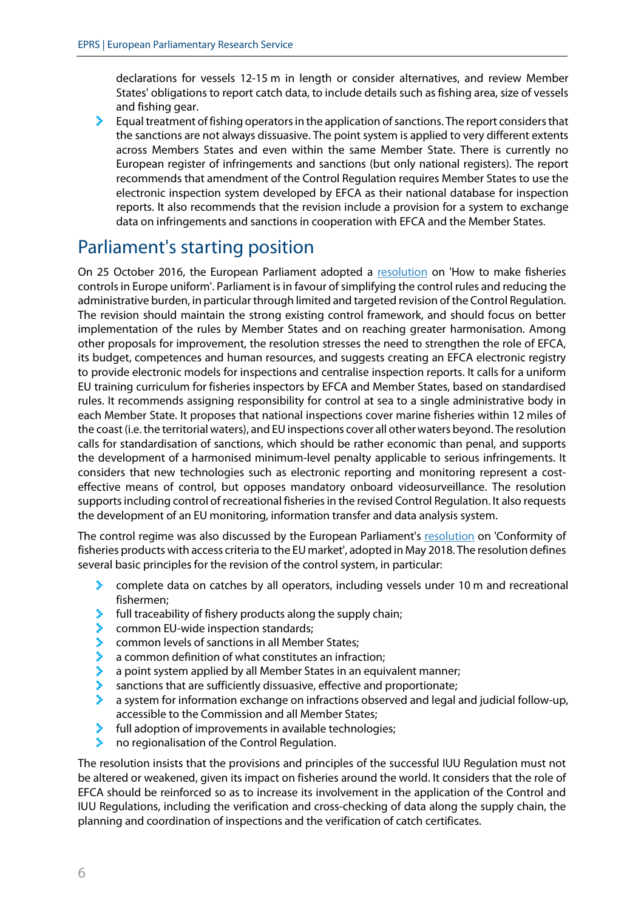declarations for vessels 12-15 m in length or consider alternatives, and review Member States' obligations to report catch data, to include details such as fishing area, size of vessels and fishing gear.

- Equal treatment of fishing operators in the application of sanctions. The report considers that the sanctions are not always dissuasive. The point system is applied to very different extents across Members States and even within the same Member State. There is currently no European register of infringements and sanctions (but only national registers). The report recommends that amendment of the Control Regulation requires Member States to use the electronic inspection system developed by EFCA as their national database for inspection reports. It also recommends that the revision include a provision for a system to exchange data on infringements and sanctions in cooperation with EFCA and the Member States.

## Parliament's starting position

On 25 October 2016, the European Parliament adopted a resolution on 'How to make fisheries controls in Europe uniform'. Parliament is in favour of simplifying the control rules and reducing the administrative burden, in particular through limited and targeted revision of the Control Regulation. The revision should maintain the strong existing control framework, and should focus on better implementation of the rules by Member States and on reaching greater harmonisation. Among other proposals for improvement, the resolution stresses the need to strengthen the role of EFCA, its budget, competences and human resources, and suggests creating an EFCA electronic registry to provide electronic models for inspections and centralise inspection reports. It calls for a uniform EU training curriculum for fisheries inspectors by EFCA and Member States, based on standardised rules. It recommends assigning responsibility for control at sea to a single administrative body in each Member State. It proposes that national inspections cover marine fisheries within 12 miles of the coast (i.e. the territorial waters), and EU inspections cover all other waters beyond. The resolution calls for standardisation of sanctions, which should be rather economic than penal, and supports the development of a harmonised minimum-level penalty applicable to serious infringements. It considers that new technologies such as electronic reporting and monitoring represent a cost-effective means of control, but opposes mandatory onboard videosurveillance. The resolution supports including control of recreational fisheries in the revised Control Regulation. It also requests the development of an EU monitoring, information transfer and data analysis system.

The control regime was also discussed by the European Parliament's resolution on 'Conformity of fisheries products with access criteria to the EU market', adopted in May 2018. The resolution defines several basic principles for the revision of the control system, in particular:

- complete data on catches by all operators, including vessels under 10 m and recreational fishermen;
- full traceability of fishery products along the supply chain;
- common EU-wide inspection standards;
- common levels of sanctions in all Member States;
- a common definition of what constitutes an infraction;
- a point system applied by all Member States in an equivalent manner;
- sanctions that are sufficiently dissuasive, effective and proportionate;
- a system for information exchange on infractions observed and legal and judicial follow-up, accessible to the Commission and all Member States;
- full adoption of improvements in available technologies;
- no regionalisation of the Control Regulation.

The resolution insists that the provisions and principles of the successful IUU Regulation must not be altered or weakened, given its impact on fisheries around the world. It considers that the role of EFCA should be reinforced so as to increase its involvement in the application of the Control and IUU Regulations, including the verification and cross-checking of data along the supply chain, the planning and coordination of inspections and the verification of catch certificates.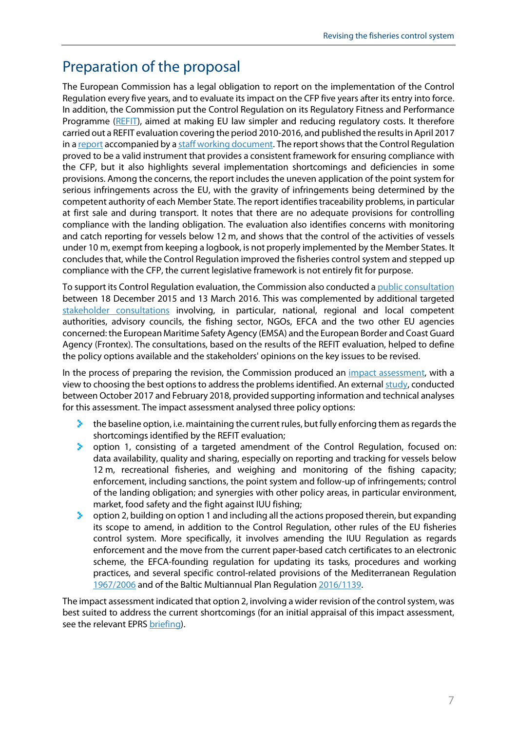## Preparation of the proposal

The European Commission has a legal obligation to report on the implementation of the Control Regulation every five years, and to evaluate its impact on the CFP five years after its entry into force. In addition, the Commission put the Control Regulation on its Regulatory Fitness and Performance Programme (REFIT), aimed at making EU law simpler and reducing regulatory costs. It therefore carried out a REFIT evaluation covering the period 2010-2016, and published the results in April 2017 in a report accompanied by a staff working document. The report shows that the Control Regulation proved to be a valid instrument that provides a consistent framework for ensuring compliance with the CFP, but it also highlights several implementation shortcomings and deficiencies in some provisions. Among the concerns, the report includes the uneven application of the point system for serious infringements across the EU, with the gravity of infringements being determined by the competent authority of each Member State. The report identifies traceability problems, in particular at first sale and during transport. It notes that there are no adequate provisions for controlling compliance with the landing obligation. The evaluation also identifies concerns with monitoring and catch reporting for vessels below 12 m, and shows that the control of the activities of vessels under 10 m, exempt from keeping a logbook, is not properly implemented by the Member States. It concludes that, while the Control Regulation improved the fisheries control system and stepped up compliance with the CFP, the current legislative framework is not entirely fit for purpose.

To support its Control Regulation evaluation, the Commission also conducted a public consultation between 18 December 2015 and 13 March 2016. This was complemented by additional targeted stakeholder consultations involving, in particular, national, regional and local competent authorities, advisory councils, the fishing sector, NGOs, EFCA and the two other EU agencies concerned: the European Maritime Safety Agency (EMSA) and the European Border and Coast Guard Agency (Frontex). The consultations, based on the results of the REFIT evaluation, helped to define the policy options available and the stakeholders' opinions on the key issues to be revised.

In the process of preparing the revision, the Commission produced an impact assessment, with a view to choosing the best options to address the problems identified. An external study, conducted between October 2017 and February 2018, provided supporting information and technical analyses for this assessment. The impact assessment analysed three policy options:

- the baseline option, i.e. maintaining the current rules, but fully enforcing them as regards the shortcomings identified by the REFIT evaluation;
- option 1, consisting of a targeted amendment of the Control Regulation, focused on: data availability, quality and sharing, especially on reporting and tracking for vessels below 12 m, recreational fisheries, and weighing and monitoring of the fishing capacity; enforcement, including sanctions, the point system and follow-up of infringements; control of the landing obligation; and synergies with other policy areas, in particular environment, market, food safety and the fight against IUU fishing;
- option 2, building on option 1 and including all the actions proposed therein, but expanding its scope to amend, in addition to the Control Regulation, other rules of the EU fisheries control system. More specifically, it involves amending the IUU Regulation as regards enforcement and the move from the current paper-based catch certificates to an electronic scheme, the EFCA-founding regulation for updating its tasks, procedures and working practices, and several specific control-related provisions of the Mediterranean Regulation 1967/2006 and of the Baltic Multiannual Plan Regulation 2016/1139.

The impact assessment indicated that option 2, involving a wider revision of the control system, was best suited to address the current shortcomings (for an initial appraisal of this impact assessment, see the relevant EPRS briefing).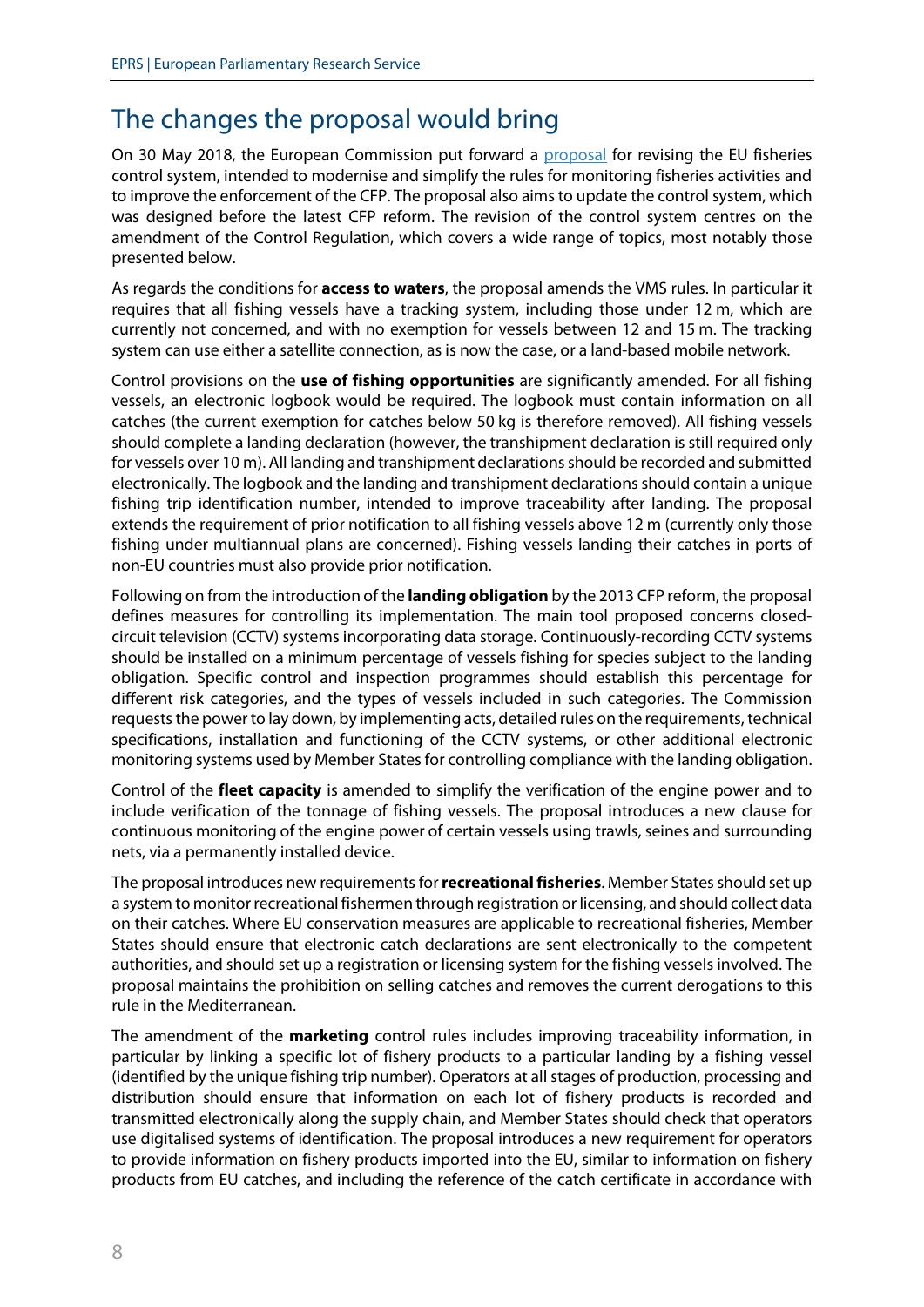## The changes the proposal would bring

On 30 May 2018, the European Commission put forward a proposal for revising the EU fisheries control system, intended to modernise and simplify the rules for monitoring fisheries activities and to improve the enforcement of the CFP. The proposal also aims to update the control system, which was designed before the latest CFP reform. The revision of the control system centres on the amendment of the Control Regulation, which covers a wide range of topics, most notably those presented below.

As regards the conditions for **access to waters**, the proposal amends the VMS rules. In particular it requires that all fishing vessels have a tracking system, including those under 12 m, which are currently not concerned, and with no exemption for vessels between 12 and 15 m. The tracking system can use either a satellite connection, as is now the case, or a land-based mobile network.

Control provisions on the **use of fishing opportunities** are significantly amended. For all fishing vessels, an electronic logbook would be required. The logbook must contain information on all catches (the current exemption for catches below 50 kg is therefore removed). All fishing vessels should complete a landing declaration (however, the transhipment declaration is still required only for vessels over 10 m). All landing and transhipment declarations should be recorded and submitted electronically. The logbook and the landing and transhipment declarations should contain a unique fishing trip identification number, intended to improve traceability after landing. The proposal extends the requirement of prior notification to all fishing vessels above 12 m (currently only those fishing under multiannual plans are concerned). Fishing vessels landing their catches in ports of non-EU countries must also provide prior notification.

Following on from the introduction of the **landing obligation** by the 2013 CFP reform, the proposal defines measures for controlling its implementation. The main tool proposed concerns closed-circuit television (CCTV) systems incorporating data storage. Continuously-recording CCTV systems should be installed on a minimum percentage of vessels fishing for species subject to the landing obligation. Specific control and inspection programmes should establish this percentage for different risk categories, and the types of vessels included in such categories. The Commission requests the power to lay down, by implementing acts, detailed rules on the requirements, technical specifications, installation and functioning of the CCTV systems, or other additional electronic monitoring systems used by Member States for controlling compliance with the landing obligation.

Control of the **fleet capacity** is amended to simplify the verification of the engine power and to include verification of the tonnage of fishing vessels. The proposal introduces a new clause for continuous monitoring of the engine power of certain vessels using trawls, seines and surrounding nets, via a permanently installed device.

The proposal introduces new requirements for **recreational fisheries**. Member States should set up a system to monitor recreational fishermen through registration or licensing, and should collect data on their catches. Where EU conservation measures are applicable to recreational fisheries, Member States should ensure that electronic catch declarations are sent electronically to the competent authorities, and should set up a registration or licensing system for the fishing vessels involved. The proposal maintains the prohibition on selling catches and removes the current derogations to this rule in the Mediterranean.

The amendment of the **marketing** control rules includes improving traceability information, in particular by linking a specific lot of fishery products to a particular landing by a fishing vessel (identified by the unique fishing trip number). Operators at all stages of production, processing and distribution should ensure that information on each lot of fishery products is recorded and transmitted electronically along the supply chain, and Member States should check that operators use digitalised systems of identification. The proposal introduces a new requirement for operators to provide information on fishery products imported into the EU, similar to information on fishery products from EU catches, and including the reference of the catch certificate in accordance with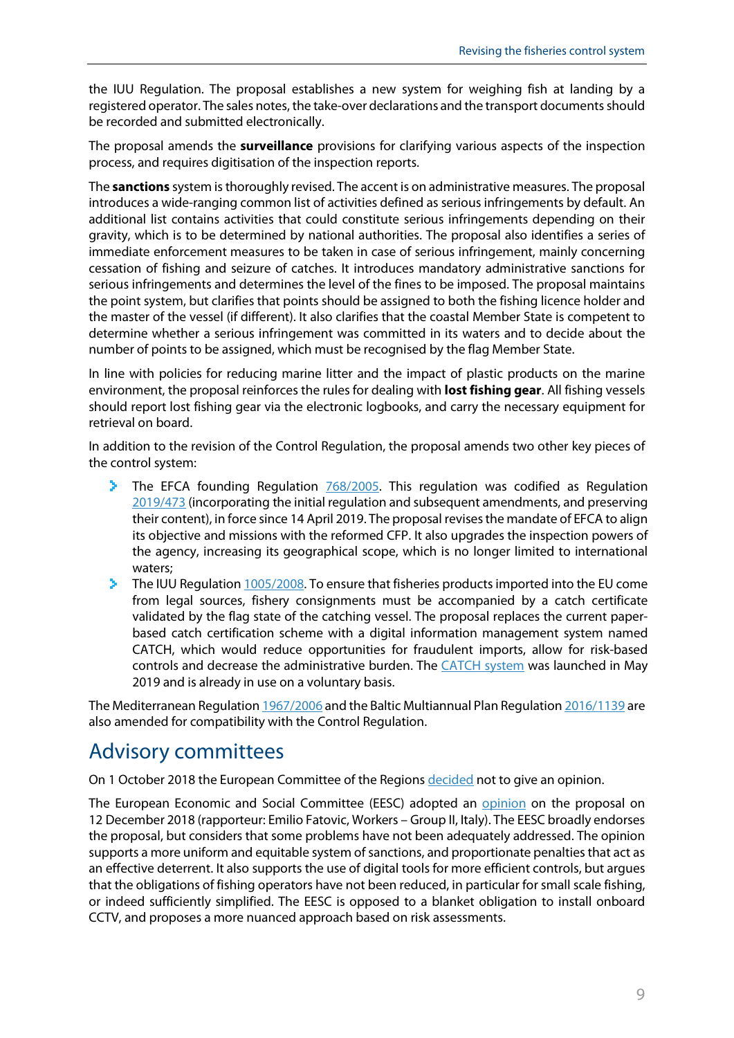the IUU Regulation. The proposal establishes a new system for weighing fish at landing by a registered operator. The sales notes, the take-over declarations and the transport documents should be recorded and submitted electronically.

The proposal amends the **surveillance** provisions for clarifying various aspects of the inspection process, and requires digitisation of the inspection reports.

The **sanctions** system is thoroughly revised. The accent is on administrative measures. The proposal introduces a wide-ranging common list of activities defined as serious infringements by default. An additional list contains activities that could constitute serious infringements depending on their gravity, which is to be determined by national authorities. The proposal also identifies a series of immediate enforcement measures to be taken in case of serious infringement, mainly concerning cessation of fishing and seizure of catches. It introduces mandatory administrative sanctions for serious infringements and determines the level of the fines to be imposed. The proposal maintains the point system, but clarifies that points should be assigned to both the fishing licence holder and the master of the vessel (if different). It also clarifies that the coastal Member State is competent to determine whether a serious infringement was committed in its waters and to decide about the number of points to be assigned, which must be recognised by the flag Member State.

In line with policies for reducing marine litter and the impact of plastic products on the marine environment, the proposal reinforces the rules for dealing with **lost fishing gear**. All fishing vessels should report lost fishing gear via the electronic logbooks, and carry the necessary equipment for retrieval on board.

In addition to the revision of the Control Regulation, the proposal amends two other key pieces of the control system:

- The EFCA founding Regulation 768/2005. This regulation was codified as Regulation 2019/473 (incorporating the initial regulation and subsequent amendments, and preserving their content), in force since 14 April 2019. The proposal revises the mandate of EFCA to align its objective and missions with the reformed CFP. It also upgrades the inspection powers of the agency, increasing its geographical scope, which is no longer limited to international waters;
- The IUU Regulation 1005/2008. To ensure that fisheries products imported into the EU come from legal sources, fishery consignments must be accompanied by a catch certificate validated by the flag state of the catching vessel. The proposal replaces the current paper-based catch certification scheme with a digital information management system named CATCH, which would reduce opportunities for fraudulent imports, allow for risk-based controls and decrease the administrative burden. The CATCH system was launched in May 2019 and is already in use on a voluntary basis.

The Mediterranean Regulation 1967/2006 and the Baltic Multiannual Plan Regulation 2016/1139 are also amended for compatibility with the Control Regulation.

## Advisory committees

On 1 October 2018 the European Committee of the Regions decided not to give an opinion.

The European Economic and Social Committee (EESC) adopted an opinion on the proposal on 12 December 2018 (rapporteur: Emilio Fatovic, Workers – Group II, Italy). The EESC broadly endorses the proposal, but considers that some problems have not been adequately addressed. The opinion supports a more uniform and equitable system of sanctions, and proportionate penalties that act as an effective deterrent. It also supports the use of digital tools for more efficient controls, but argues that the obligations of fishing operators have not been reduced, in particular for small scale fishing, or indeed sufficiently simplified. The EESC is opposed to a blanket obligation to install onboard CCTV, and proposes a more nuanced approach based on risk assessments.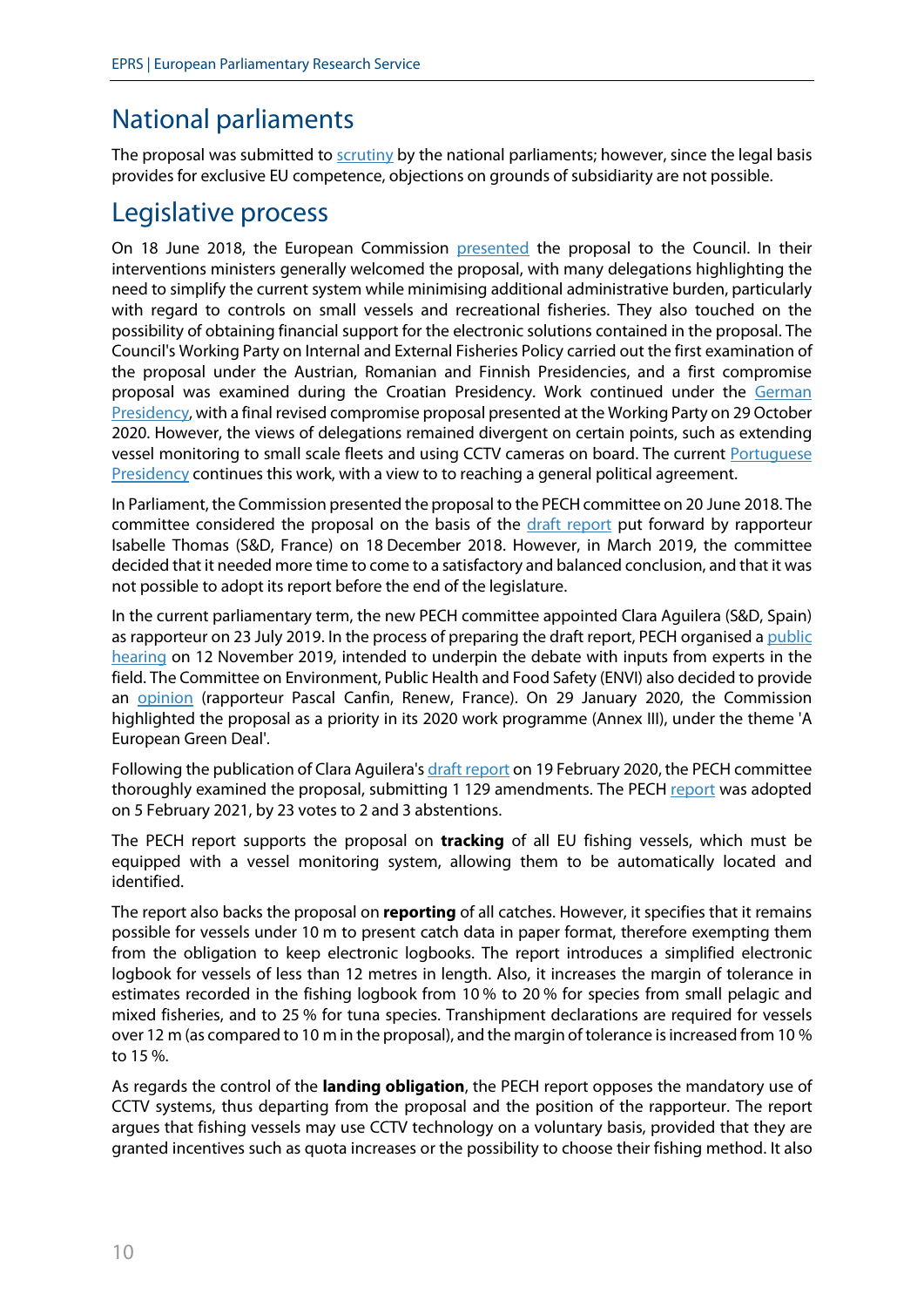## National parliaments

The proposal was submitted to scrutiny by the national parliaments; however, since the legal basis provides for exclusive EU competence, objections on grounds of subsidiarity are not possible.

## Legislative process

On 18 June 2018, the European Commission presented the proposal to the Council. In their interventions ministers generally welcomed the proposal, with many delegations highlighting the need to simplify the current system while minimising additional administrative burden, particularly with regard to controls on small vessels and recreational fisheries. They also touched on the possibility of obtaining financial support for the electronic solutions contained in the proposal. The Council's Working Party on Internal and External Fisheries Policy carried out the first examination of the proposal under the Austrian, Romanian and Finnish Presidencies, and a first compromise proposal was examined during the Croatian Presidency. Work continued under the German Presidency, with a final revised compromise proposal presented at the Working Party on 29 October 2020. However, the views of delegations remained divergent on certain points, such as extending vessel monitoring to small scale fleets and using CCTV cameras on board. The current Portuguese Presidency continues this work, with a view to to reaching a general political agreement.

In Parliament, the Commission presented the proposal to the PECH committee on 20 June 2018. The committee considered the proposal on the basis of the draft report put forward by rapporteur Isabelle Thomas (S&D, France) on 18 December 2018. However, in March 2019, the committee decided that it needed more time to come to a satisfactory and balanced conclusion, and that it was not possible to adopt its report before the end of the legislature.

In the current parliamentary term, the new PECH committee appointed Clara Aguilera (S&D, Spain) as rapporteur on 23 July 2019. In the process of preparing the draft report, PECH organised a public hearing on 12 November 2019, intended to underpin the debate with inputs from experts in the field. The Committee on Environment, Public Health and Food Safety (ENVI) also decided to provide an opinion (rapporteur Pascal Canfin, Renew, France). On 29 January 2020, the Commission highlighted the proposal as a priority in its 2020 work programme (Annex III), under the theme 'A European Green Deal'.

Following the publication of Clara Aguilera's draft report on 19 February 2020, the PECH committee thoroughly examined the proposal, submitting 1 129 amendments. The PECH report was adopted on 5 February 2021, by 23 votes to 2 and 3 abstentions.

The PECH report supports the proposal on **tracking** of all EU fishing vessels, which must be equipped with a vessel monitoring system, allowing them to be automatically located and identified.

The report also backs the proposal on **reporting** of all catches. However, it specifies that it remains possible for vessels under 10 m to present catch data in paper format, therefore exempting them from the obligation to keep electronic logbooks. The report introduces a simplified electronic logbook for vessels of less than 12 metres in length. Also, it increases the margin of tolerance in estimates recorded in the fishing logbook from 10 % to 20 % for species from small pelagic and mixed fisheries, and to 25 % for tuna species. Transhipment declarations are required for vessels over 12 m (as compared to 10 m in the proposal), and the margin of tolerance is increased from 10 % to 15 %.

As regards the control of the **landing obligation**, the PECH report opposes the mandatory use of CCTV systems, thus departing from the proposal and the position of the rapporteur. The report argues that fishing vessels may use CCTV technology on a voluntary basis, provided that they are granted incentives such as quota increases or the possibility to choose their fishing method. It also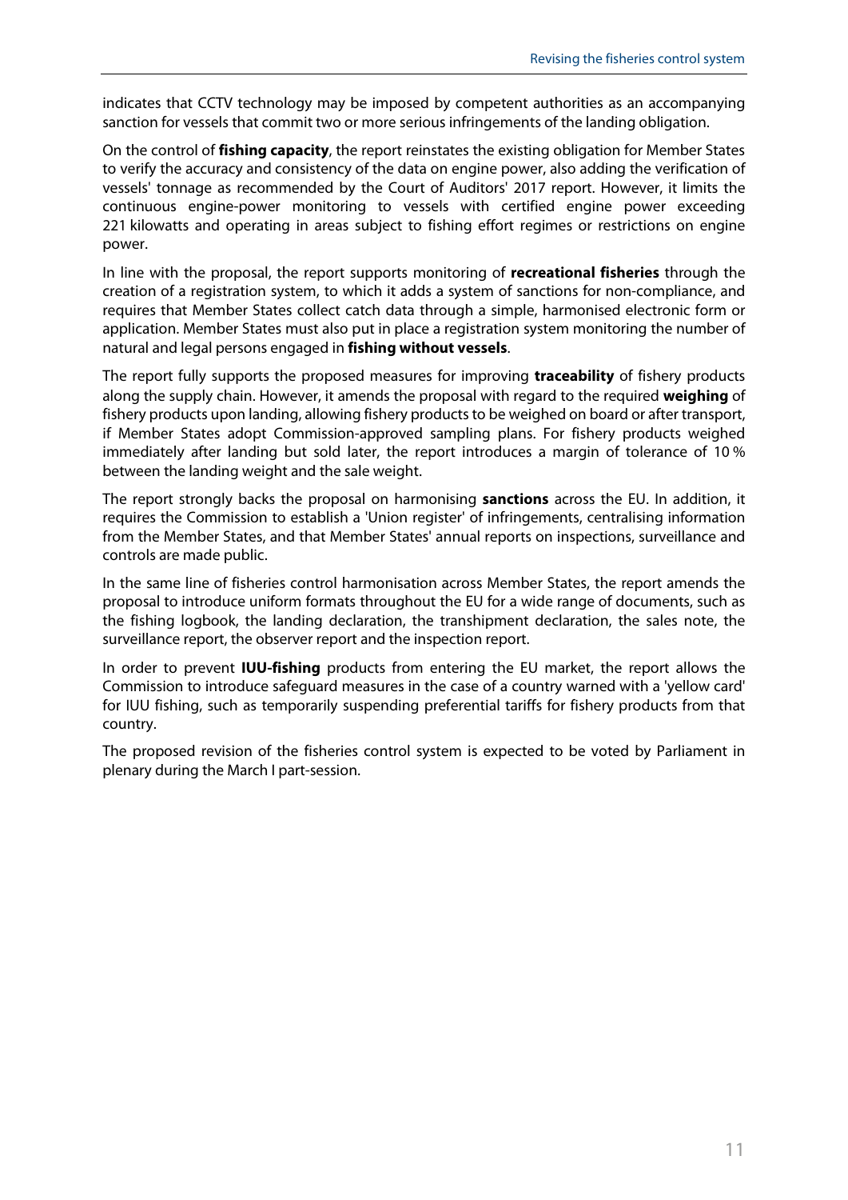indicates that CCTV technology may be imposed by competent authorities as an accompanying sanction for vessels that commit two or more serious infringements of the landing obligation.

On the control of **fishing capacity**, the report reinstates the existing obligation for Member States to verify the accuracy and consistency of the data on engine power, also adding the verification of vessels' tonnage as recommended by the Court of Auditors' 2017 report. However, it limits the continuous engine-power monitoring to vessels with certified engine power exceeding 221 kilowatts and operating in areas subject to fishing effort regimes or restrictions on engine power.

In line with the proposal, the report supports monitoring of **recreational fisheries** through the creation of a registration system, to which it adds a system of sanctions for non-compliance, and requires that Member States collect catch data through a simple, harmonised electronic form or application. Member States must also put in place a registration system monitoring the number of natural and legal persons engaged in **fishing without vessels**.

The report fully supports the proposed measures for improving **traceability** of fishery products along the supply chain. However, it amends the proposal with regard to the required **weighing** of fishery products upon landing, allowing fishery products to be weighed on board or after transport, if Member States adopt Commission-approved sampling plans. For fishery products weighed immediately after landing but sold later, the report introduces a margin of tolerance of 10 % between the landing weight and the sale weight.

The report strongly backs the proposal on harmonising **sanctions** across the EU. In addition, it requires the Commission to establish a 'Union register' of infringements, centralising information from the Member States, and that Member States' annual reports on inspections, surveillance and controls are made public.

In the same line of fisheries control harmonisation across Member States, the report amends the proposal to introduce uniform formats throughout the EU for a wide range of documents, such as the fishing logbook, the landing declaration, the transhipment declaration, the sales note, the surveillance report, the observer report and the inspection report.

In order to prevent **IUU-fishing** products from entering the EU market, the report allows the Commission to introduce safeguard measures in the case of a country warned with a 'yellow card' for IUU fishing, such as temporarily suspending preferential tariffs for fishery products from that country.

The proposed revision of the fisheries control system is expected to be voted by Parliament in plenary during the March I part-session.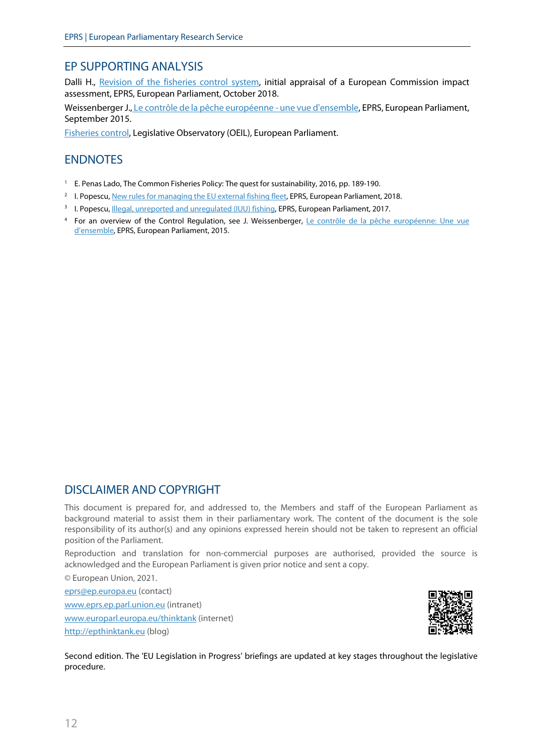## EP SUPPORTING ANALYSIS

Dalli H., Revision of the fisheries control system, initial appraisal of a European Commission impact assessment, EPRS, European Parliament, October 2018.

Weissenberger J., Le contrôle de la pêche européenne - une vue d'ensemble, EPRS, European Parliament, September 2015.

Fisheries control, Legislative Observatory (OEIL), European Parliament.

## ENDNOTES

[1] E. Penas Lado, The Common Fisheries Policy: The quest for sustainability, 2016, pp. 189-190.

[2] I. Popescu, New rules for managing the EU external fishing fleet, EPRS, European Parliament, 2018.

[3] I. Popescu, Illegal, unreported and unregulated (IUU) fishing, EPRS, European Parliament, 2017.

[4] For an overview of the Control Regulation, see J. Weissenberger, Le contrôle de la pêche européenne: Une vue d'ensemble, EPRS, European Parliament, 2015.

## DISCLAIMER AND COPYRIGHT

This document is prepared for, and addressed to, the Members and staff of the European Parliament as background material to assist them in their parliamentary work. The content of the document is the sole responsibility of its author(s) and any opinions expressed herein should not be taken to represent an official position of the Parliament.

Reproduction and translation for non-commercial purposes are authorised, provided the source is acknowledged and the European Parliament is given prior notice and sent a copy.

© European Union, 2021.

eprs@ep.europa.eu (contact)

www.eprs.ep.parl.union.eu (intranet)

www.europarl.europa.eu/thinktank (internet)

http://epthinktank.eu (blog)

Second edition. The 'EU Legislation in Progress' briefings are updated at key stages throughout the legislative procedure.